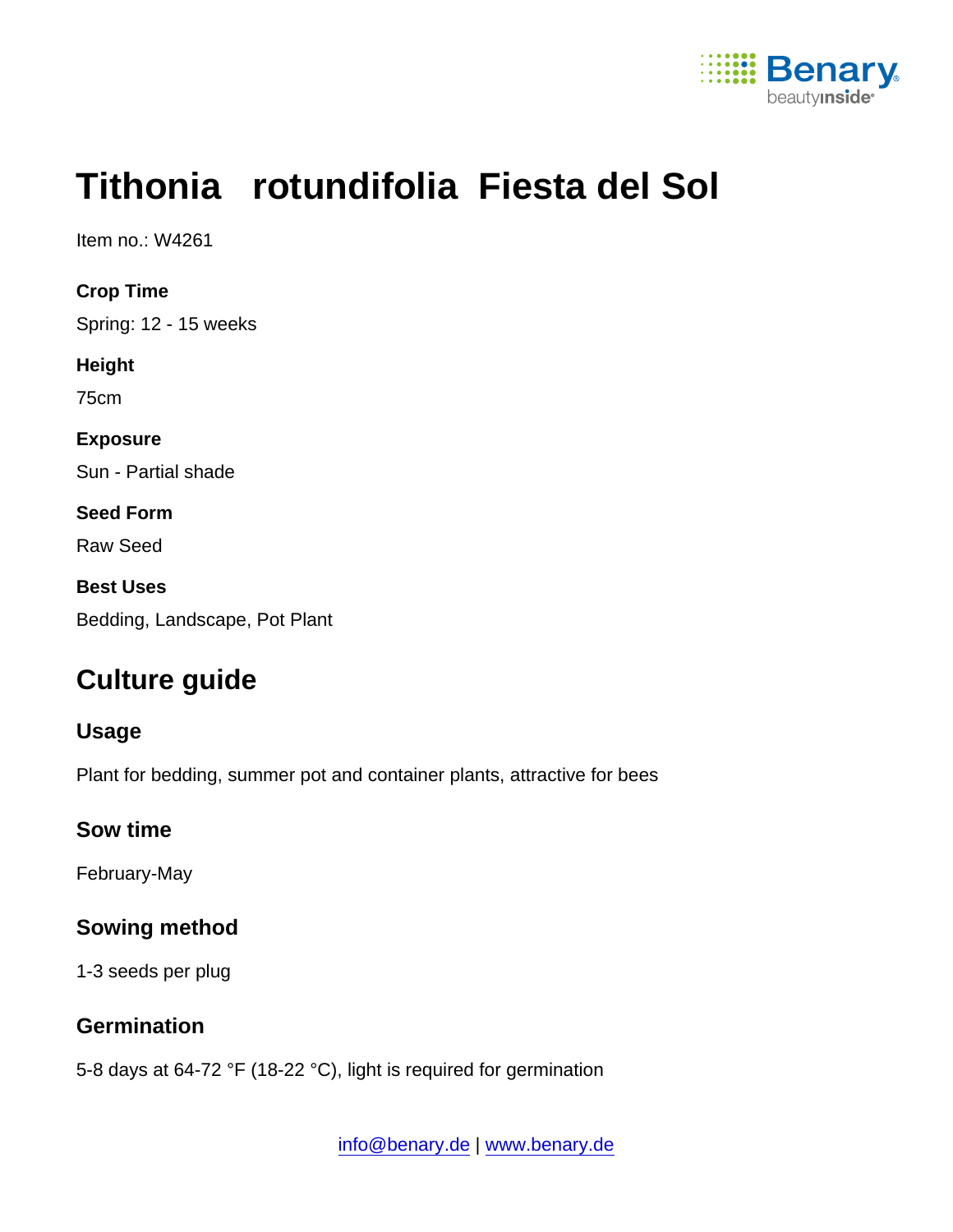# Tithonia rotundifolia Fiesta del Sol

Item no.: W4261

**Crop Time**

Spring: 12 - 15 weeks

**Height**

75cm

**Exposure**

Sun - Partial shade

**Seed Form**

Raw Seed

**Best Uses**

Bedding, Landscape, Pot Plant

## Culture guide

### Usage

Plant for bedding, summer pot and container plants, attractive for bees

### Sow time

February-May

### Sowing method

1-3 seeds per plug

### Germination

5-8 days at 64-72 °F (18-22 °C), light is required for germination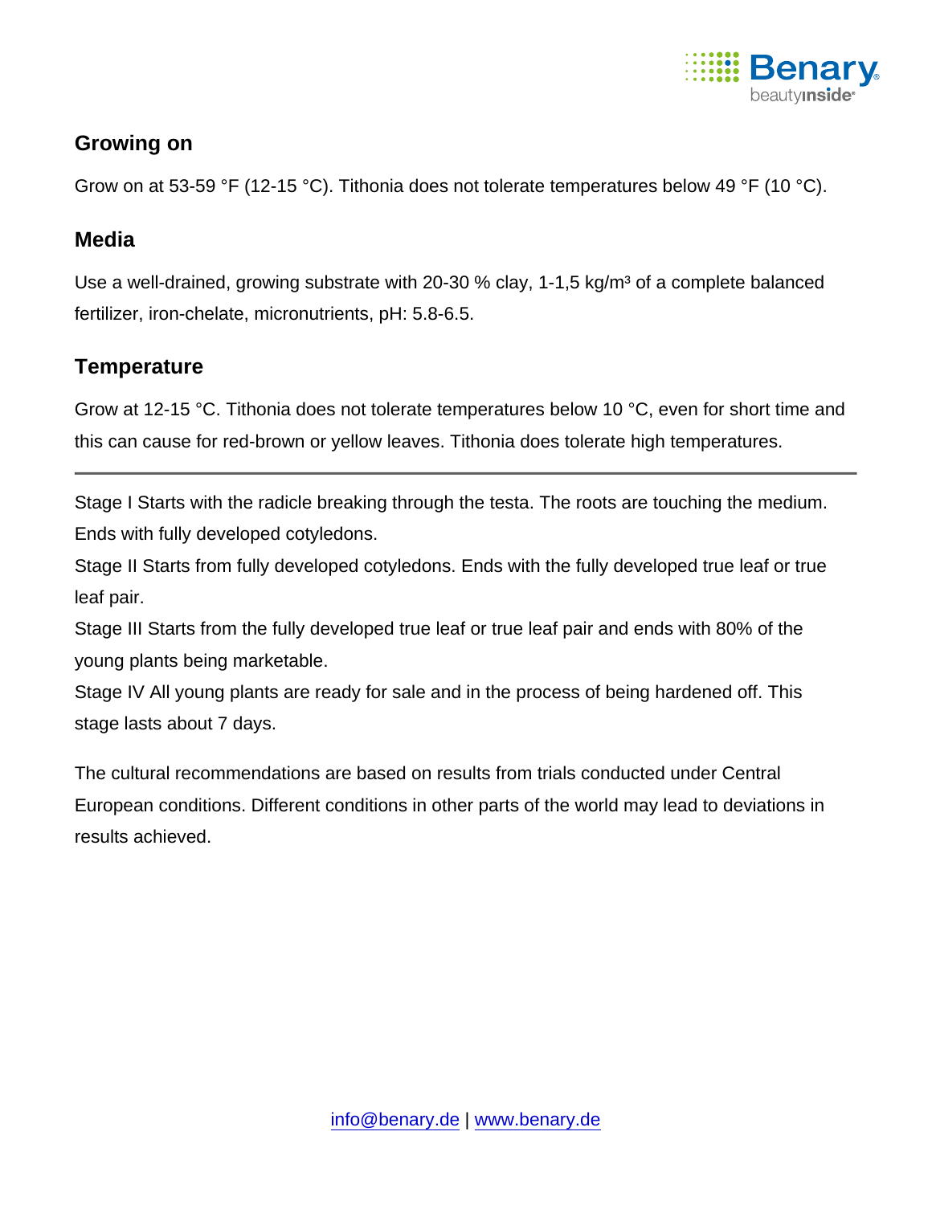## Growing on

Grow on at 53-59 °F (12-15 °C). Tithonia does not tolerate temperatures below 49 °F (10 °C).

## Media

Use a well-drained, growing substrate with 20-30 % clay, 1-1,5 kg/m³ of a complete balanced fertilizer, iron-chelate, micronutrients, pH: 5.8-6.5.

## Temperature

Grow at 12-15 °C. Tithonia does not tolerate temperatures below 10 °C, even for short time and this can cause for red-brown or yellow leaves. Tithonia does tolerate high temperatures.

---

Stage I Starts with the radicle breaking through the testa. The roots are touching the medium. Ends with fully developed cotyledons.

Stage II Starts from fully developed cotyledons. Ends with the fully developed true leaf or true leaf pair.

Stage III Starts from the fully developed true leaf or true leaf pair and ends with 80% of the young plants being marketable.

Stage IV All young plants are ready for sale and in the process of being hardened off. This stage lasts about 7 days.

The cultural recommendations are based on results from trials conducted under Central European conditions. Different conditions in other parts of the world may lead to deviations in results achieved.

info@benary.de | www.benary.de